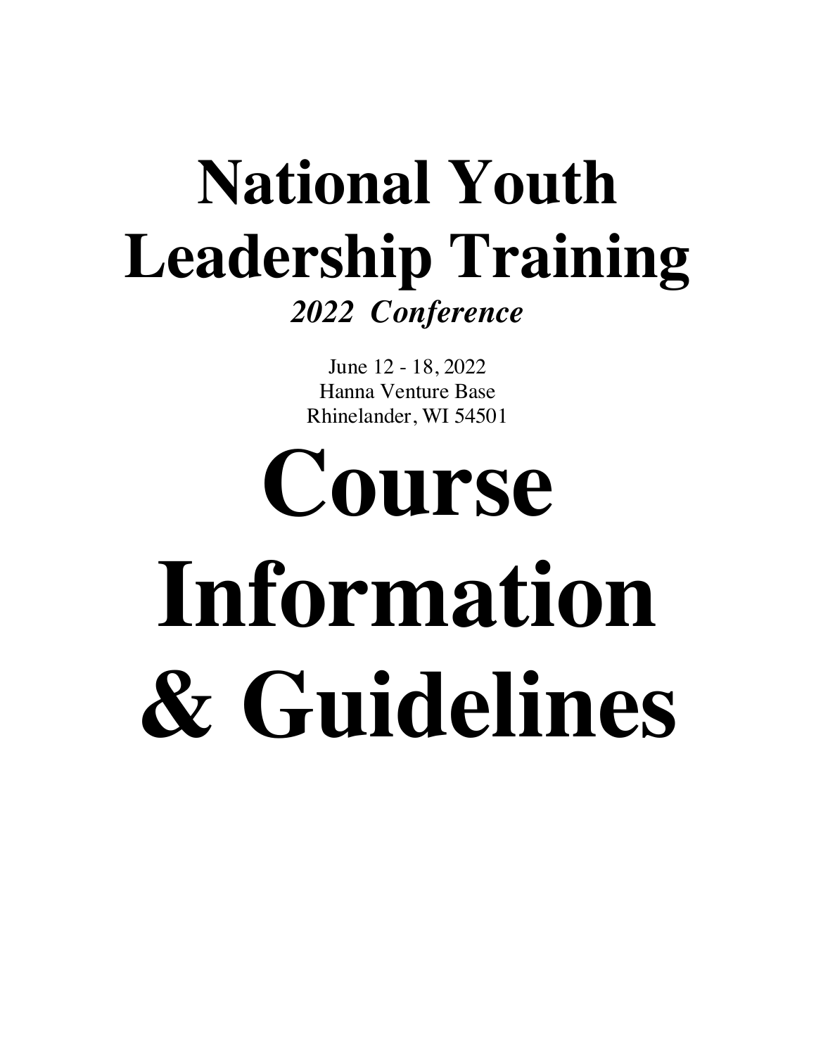# National Youth Leadership Training

***2022 Conference***

June 12 - 18, 2022
Hanna Venture Base
Rhinelander, WI 54501

# Course Information & Guidelines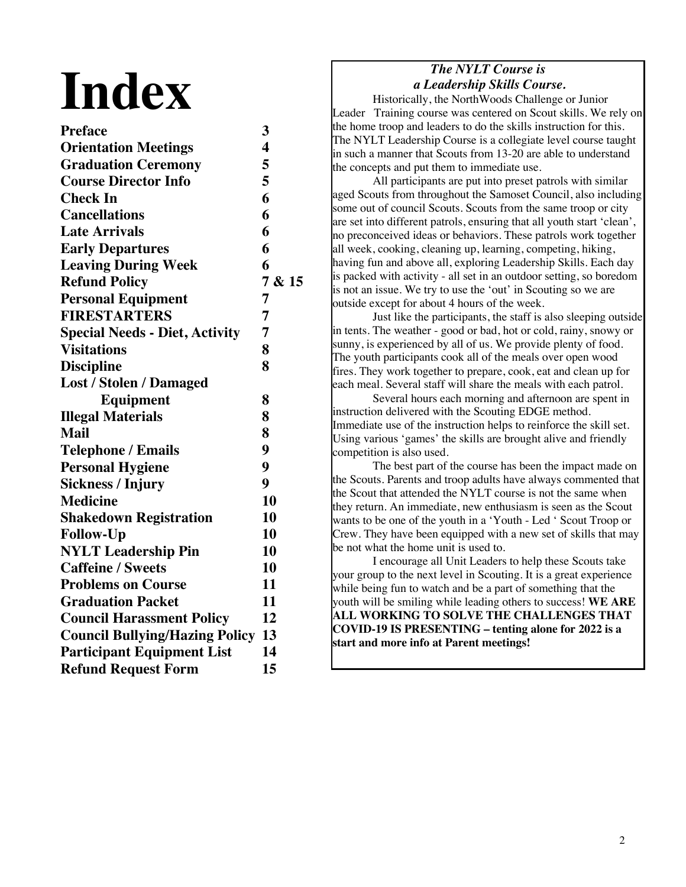# Index

| | |
|---|---|
| **Preface** | **3** |
| **Orientation Meetings** | **4** |
| **Graduation Ceremony** | **5** |
| **Course Director Info** | **5** |
| **Check In** | **6** |
| **Cancellations** | **6** |
| **Late Arrivals** | **6** |
| **Early Departures** | **6** |
| **Leaving During Week** | **6** |
| **Refund Policy** | **7 & 15** |
| **Personal Equipment** | **7** |
| **FIRESTARTERS** | **7** |
| **Special Needs - Diet, Activity** | **7** |
| **Visitations** | **8** |
| **Discipline** | **8** |
| **Lost / Stolen / Damaged Equipment** | **8** |
| **Illegal Materials** | **8** |
| **Mail** | **8** |
| **Telephone / Emails** | **9** |
| **Personal Hygiene** | **9** |
| **Sickness / Injury** | **9** |
| **Medicine** | **10** |
| **Shakedown Registration** | **10** |
| **Follow-Up** | **10** |
| **NYLT Leadership Pin** | **10** |
| **Caffeine / Sweets** | **10** |
| **Problems on Course** | **11** |
| **Graduation Packet** | **11** |
| **Council Harassment Policy** | **12** |
| **Council Bullying/Hazing Policy** | **13** |
| **Participant Equipment List** | **14** |
| **Refund Request Form** | **15** |

***The NYLT Course is a Leadership Skills Course.***

Historically, the NorthWoods Challenge or Junior Leader Training course was centered on Scout skills. We rely on the home troop and leaders to do the skills instruction for this. The NYLT Leadership Course is a collegiate level course taught in such a manner that Scouts from 13-20 are able to understand the concepts and put them to immediate use.

All participants are put into preset patrols with similar aged Scouts from throughout the Samoset Council, also including some out of council Scouts. Scouts from the same troop or city are set into different patrols, ensuring that all youth start 'clean', no preconceived ideas or behaviors. These patrols work together all week, cooking, cleaning up, learning, competing, hiking, having fun and above all, exploring Leadership Skills. Each day is packed with activity - all set in an outdoor setting, so boredom is not an issue. We try to use the 'out' in Scouting so we are outside except for about 4 hours of the week.

Just like the participants, the staff is also sleeping outside in tents. The weather - good or bad, hot or cold, rainy, snowy or sunny, is experienced by all of us. We provide plenty of food. The youth participants cook all of the meals over open wood fires. They work together to prepare, cook, eat and clean up for each meal. Several staff will share the meals with each patrol.

Several hours each morning and afternoon are spent in instruction delivered with the Scouting EDGE method. Immediate use of the instruction helps to reinforce the skill set. Using various 'games' the skills are brought alive and friendly competition is also used.

The best part of the course has been the impact made on the Scouts. Parents and troop adults have always commented that the Scout that attended the NYLT course is not the same when they return. An immediate, new enthusiasm is seen as the Scout wants to be one of the youth in a 'Youth - Led ' Scout Troop or Crew. They have been equipped with a new set of skills that may be not what the home unit is used to.

I encourage all Unit Leaders to help these Scouts take your group to the next level in Scouting. It is a great experience while being fun to watch and be a part of something that the youth will be smiling while leading others to success! **WE ARE ALL WORKING TO SOLVE THE CHALLENGES THAT COVID-19 IS PRESENTING – tenting alone for 2022 is a start and more info at Parent meetings!**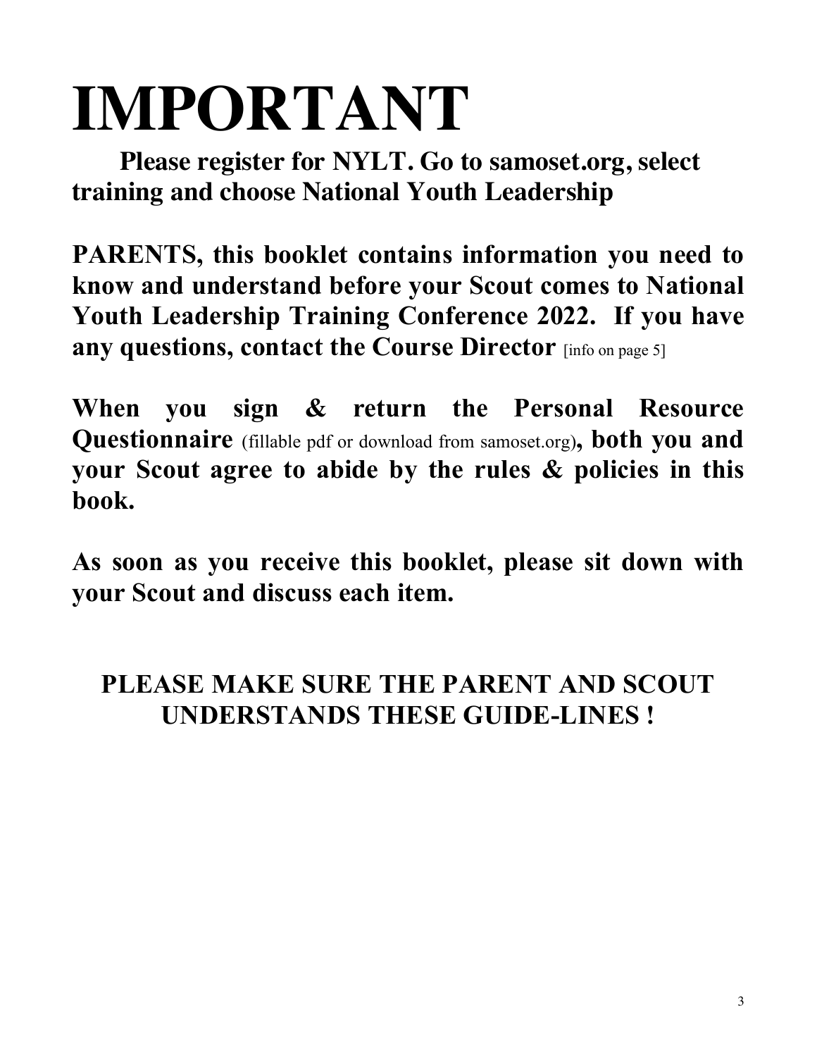# IMPORTANT

**Please register for NYLT. Go to samoset.org, select training and choose National Youth Leadership**

**PARENTS, this booklet contains information you need to know and understand before your Scout comes to National Youth Leadership Training Conference 2022. If you have any questions, contact the Course Director** [info on page 5]

**When you sign & return the Personal Resource Questionnaire** (fillable pdf or download from samoset.org)**, both you and your Scout agree to abide by the rules & policies in this book.**

**As soon as you receive this booklet, please sit down with your Scout and discuss each item.**

**PLEASE MAKE SURE THE PARENT AND SCOUT UNDERSTANDS THESE GUIDE-LINES !**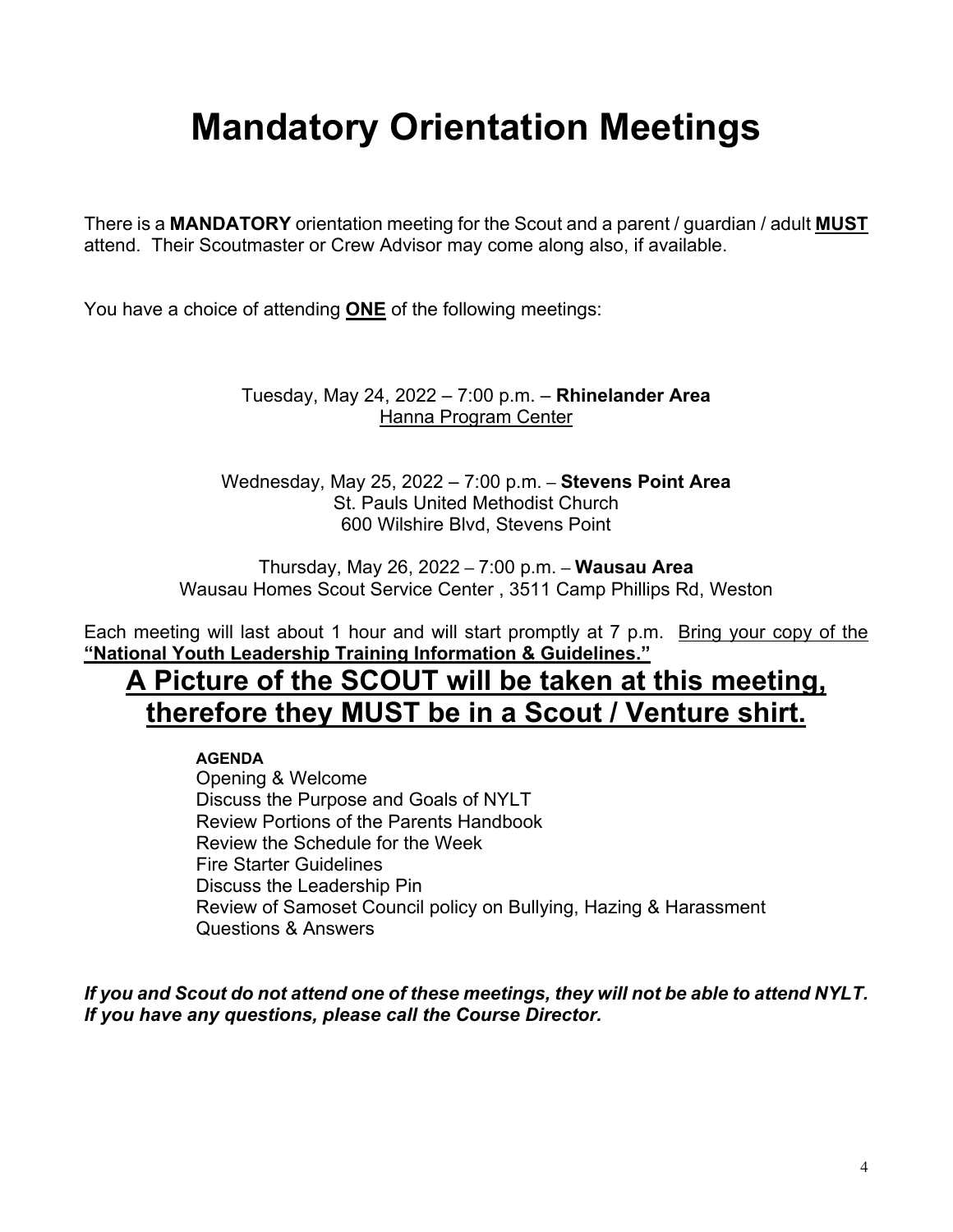# Mandatory Orientation Meetings

There is a **MANDATORY** orientation meeting for the Scout and a parent / guardian / adult **MUST** attend. Their Scoutmaster or Crew Advisor may come along also, if available.

You have a choice of attending **ONE** of the following meetings:

Tuesday, May 24, 2022 – 7:00 p.m. – **Rhinelander Area**
Hanna Program Center

Wednesday, May 25, 2022 – 7:00 p.m. – **Stevens Point Area**
St. Pauls United Methodist Church
600 Wilshire Blvd, Stevens Point

Thursday, May 26, 2022 – 7:00 p.m. – **Wausau Area**
Wausau Homes Scout Service Center , 3511 Camp Phillips Rd, Weston

Each meeting will last about 1 hour and will start promptly at 7 p.m. Bring your copy of the **"National Youth Leadership Training Information & Guidelines."**

## A Picture of the SCOUT will be taken at this meeting, therefore they MUST be in a Scout / Venture shirt.

**AGENDA**

- Opening & Welcome
- Discuss the Purpose and Goals of NYLT
- Review Portions of the Parents Handbook
- Review the Schedule for the Week
- Fire Starter Guidelines
- Discuss the Leadership Pin
- Review of Samoset Council policy on Bullying, Hazing & Harassment
- Questions & Answers

***If you and Scout do not attend one of these meetings, they will not be able to attend NYLT. If you have any questions, please call the Course Director.***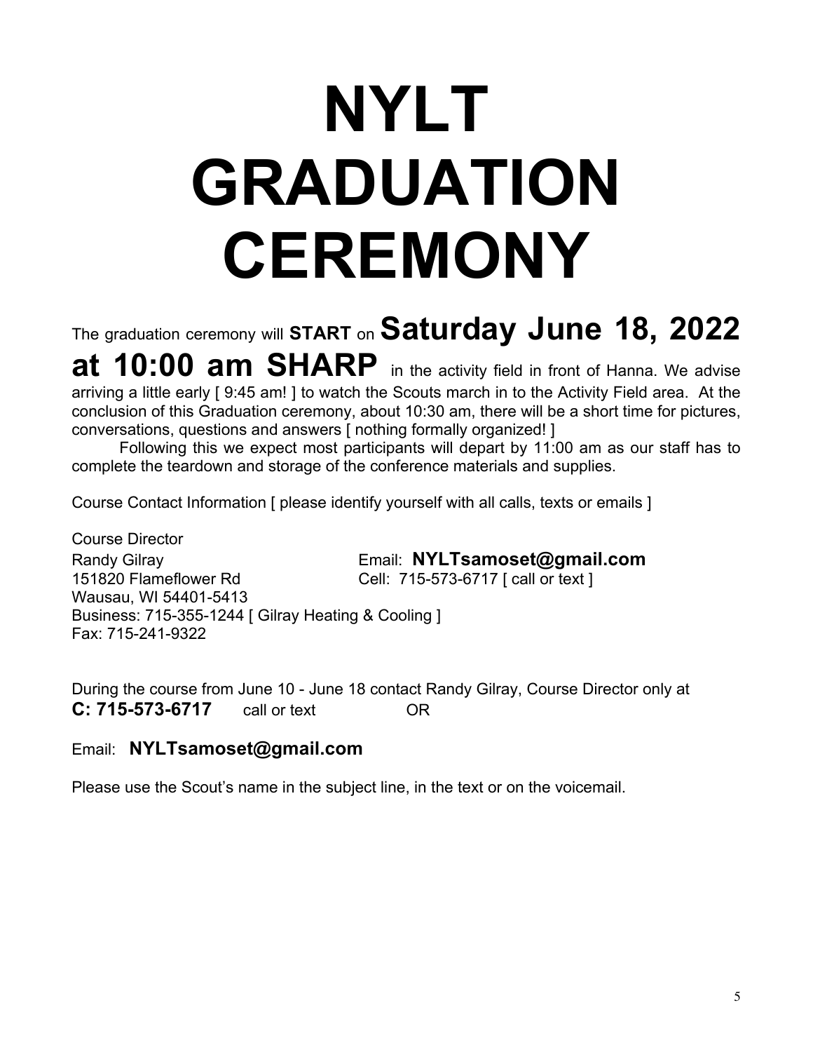# NYLT GRADUATION CEREMONY

The graduation ceremony will **START** on **Saturday June 18, 2022 at 10:00 am SHARP** in the activity field in front of Hanna. We advise arriving a little early [ 9:45 am! ] to watch the Scouts march in to the Activity Field area. At the conclusion of this Graduation ceremony, about 10:30 am, there will be a short time for pictures, conversations, questions and answers [ nothing formally organized! ]

Following this we expect most participants will depart by 11:00 am as our staff has to complete the teardown and storage of the conference materials and supplies.

Course Contact Information [ please identify yourself with all calls, texts or emails ]

Course Director
Randy Gilray
151820 Flameflower Rd
Wausau, WI 54401-5413
Business: 715-355-1244 [ Gilray Heating & Cooling ]
Fax: 715-241-9322

Email: **NYLTsamoset@gmail.com**
Cell: 715-573-6717 [ call or text ]

During the course from June 10 - June 18 contact Randy Gilray, Course Director only at
**C: 715-573-6717** call or text OR

Email: **NYLTsamoset@gmail.com**

Please use the Scout's name in the subject line, in the text or on the voicemail.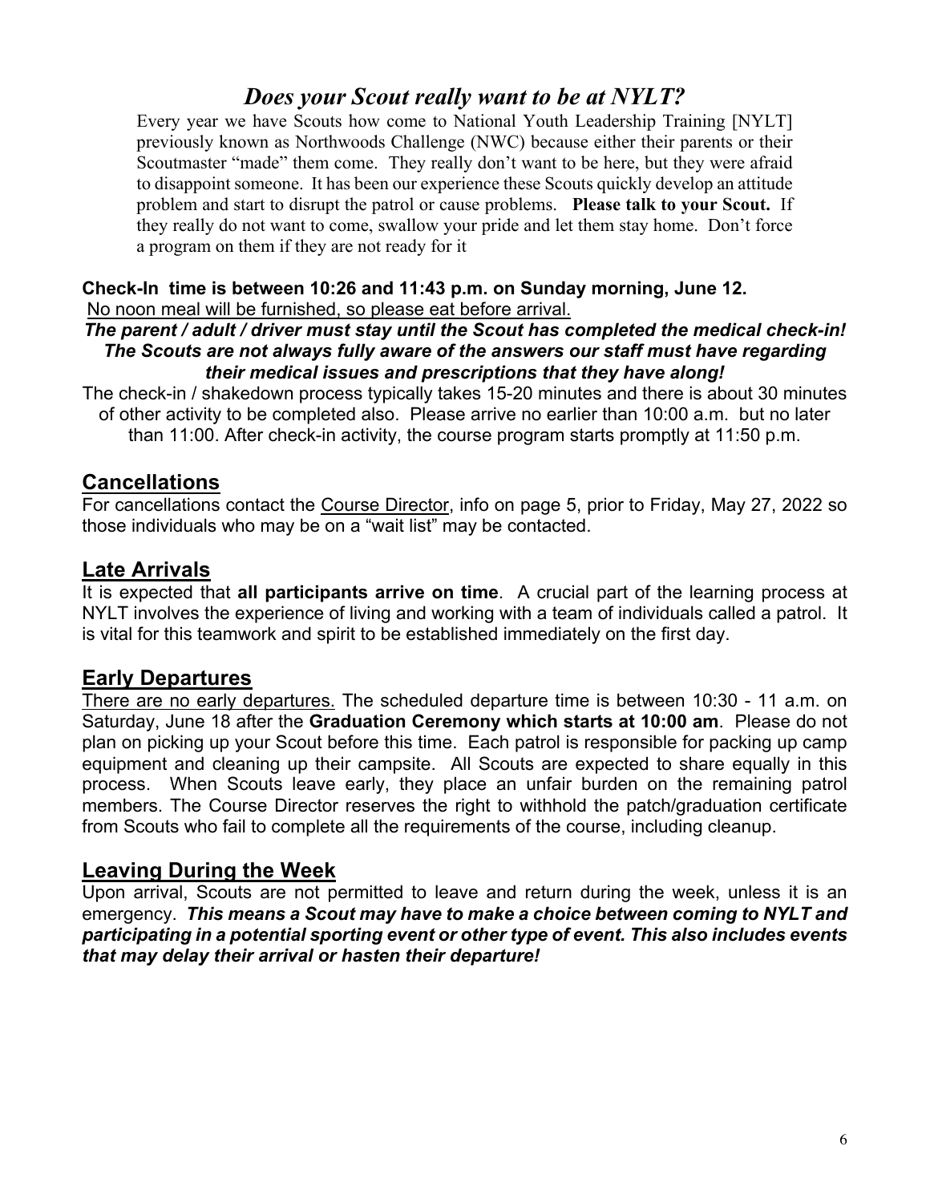## *Does your Scout really want to be at NYLT?*

Every year we have Scouts how come to National Youth Leadership Training [NYLT] previously known as Northwoods Challenge (NWC) because either their parents or their Scoutmaster "made" them come. They really don't want to be here, but they were afraid to disappoint someone. It has been our experience these Scouts quickly develop an attitude problem and start to disrupt the patrol or cause problems. **Please talk to your Scout.** If they really do not want to come, swallow your pride and let them stay home. Don't force a program on them if they are not ready for it

**Check-In time is between 10:26 and 11:43 p.m. on Sunday morning, June 12.**

No noon meal will be furnished, so please eat before arrival.

***The parent / adult / driver must stay until the Scout has completed the medical check-in! The Scouts are not always fully aware of the answers our staff must have regarding their medical issues and prescriptions that they have along!***

The check-in / shakedown process typically takes 15-20 minutes and there is about 30 minutes of other activity to be completed also. Please arrive no earlier than 10:00 a.m. but no later than 11:00. After check-in activity, the course program starts promptly at 11:50 p.m.

## Cancellations

For cancellations contact the Course Director, info on page 5, prior to Friday, May 27, 2022 so those individuals who may be on a "wait list" may be contacted.

## Late Arrivals

It is expected that **all participants arrive on time**. A crucial part of the learning process at NYLT involves the experience of living and working with a team of individuals called a patrol. It is vital for this teamwork and spirit to be established immediately on the first day.

## Early Departures

There are no early departures. The scheduled departure time is between 10:30 - 11 a.m. on Saturday, June 18 after the **Graduation Ceremony which starts at 10:00 am**. Please do not plan on picking up your Scout before this time. Each patrol is responsible for packing up camp equipment and cleaning up their campsite. All Scouts are expected to share equally in this process. When Scouts leave early, they place an unfair burden on the remaining patrol members. The Course Director reserves the right to withhold the patch/graduation certificate from Scouts who fail to complete all the requirements of the course, including cleanup.

## Leaving During the Week

Upon arrival, Scouts are not permitted to leave and return during the week, unless it is an emergency. ***This means a Scout may have to make a choice between coming to NYLT and participating in a potential sporting event or other type of event. This also includes events that may delay their arrival or hasten their departure!***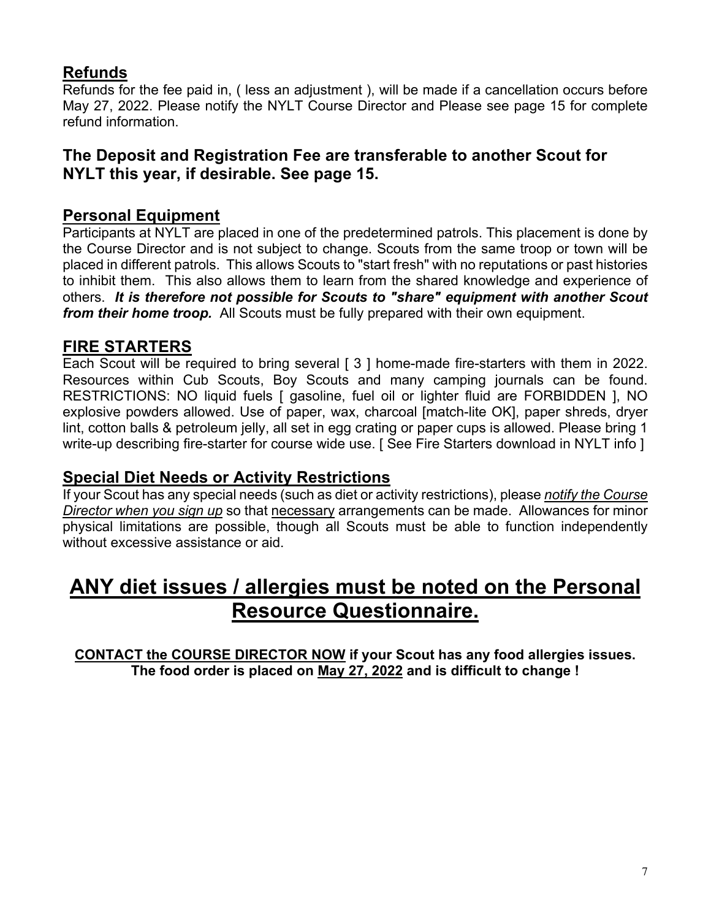## Refunds

Refunds for the fee paid in, ( less an adjustment ), will be made if a cancellation occurs before May 27, 2022. Please notify the NYLT Course Director and Please see page 15 for complete refund information.

### The Deposit and Registration Fee are transferable to another Scout for NYLT this year, if desirable. See page 15.

## Personal Equipment

Participants at NYLT are placed in one of the predetermined patrols. This placement is done by the Course Director and is not subject to change. Scouts from the same troop or town will be placed in different patrols. This allows Scouts to "start fresh" with no reputations or past histories to inhibit them. This also allows them to learn from the shared knowledge and experience of others. ***It is therefore not possible for Scouts to "share" equipment with another Scout from their home troop.*** All Scouts must be fully prepared with their own equipment.

## FIRE STARTERS

Each Scout will be required to bring several [ 3 ] home-made fire-starters with them in 2022. Resources within Cub Scouts, Boy Scouts and many camping journals can be found. RESTRICTIONS: NO liquid fuels [ gasoline, fuel oil or lighter fluid are FORBIDDEN ], NO explosive powders allowed. Use of paper, wax, charcoal [match-lite OK], paper shreds, dryer lint, cotton balls & petroleum jelly, all set in egg crating or paper cups is allowed. Please bring 1 write-up describing fire-starter for course wide use. [ See Fire Starters download in NYLT info ]

## Special Diet Needs or Activity Restrictions

If your Scout has any special needs (such as diet or activity restrictions), please *notify the Course Director when you sign up* so that necessary arrangements can be made. Allowances for minor physical limitations are possible, though all Scouts must be able to function independently without excessive assistance or aid.

# ANY diet issues / allergies must be noted on the Personal Resource Questionnaire.

**CONTACT the COURSE DIRECTOR NOW if your Scout has any food allergies issues. The food order is placed on May 27, 2022 and is difficult to change !**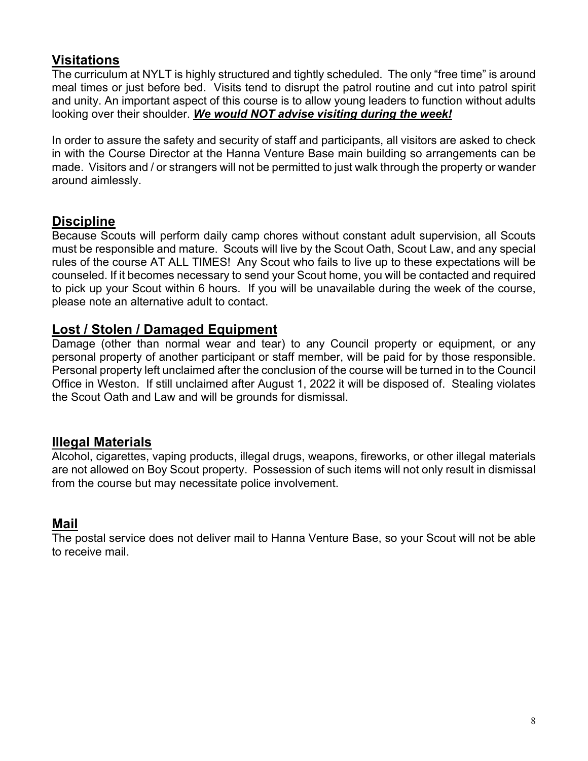## Visitations

The curriculum at NYLT is highly structured and tightly scheduled. The only "free time" is around meal times or just before bed. Visits tend to disrupt the patrol routine and cut into patrol spirit and unity. An important aspect of this course is to allow young leaders to function without adults looking over their shoulder. ***We would NOT advise visiting during the week!***

In order to assure the safety and security of staff and participants, all visitors are asked to check in with the Course Director at the Hanna Venture Base main building so arrangements can be made. Visitors and / or strangers will not be permitted to just walk through the property or wander around aimlessly.

## Discipline

Because Scouts will perform daily camp chores without constant adult supervision, all Scouts must be responsible and mature. Scouts will live by the Scout Oath, Scout Law, and any special rules of the course AT ALL TIMES! Any Scout who fails to live up to these expectations will be counseled. If it becomes necessary to send your Scout home, you will be contacted and required to pick up your Scout within 6 hours. If you will be unavailable during the week of the course, please note an alternative adult to contact.

## Lost / Stolen / Damaged Equipment

Damage (other than normal wear and tear) to any Council property or equipment, or any personal property of another participant or staff member, will be paid for by those responsible. Personal property left unclaimed after the conclusion of the course will be turned in to the Council Office in Weston. If still unclaimed after August 1, 2022 it will be disposed of. Stealing violates the Scout Oath and Law and will be grounds for dismissal.

## Illegal Materials

Alcohol, cigarettes, vaping products, illegal drugs, weapons, fireworks, or other illegal materials are not allowed on Boy Scout property. Possession of such items will not only result in dismissal from the course but may necessitate police involvement.

## Mail

The postal service does not deliver mail to Hanna Venture Base, so your Scout will not be able to receive mail.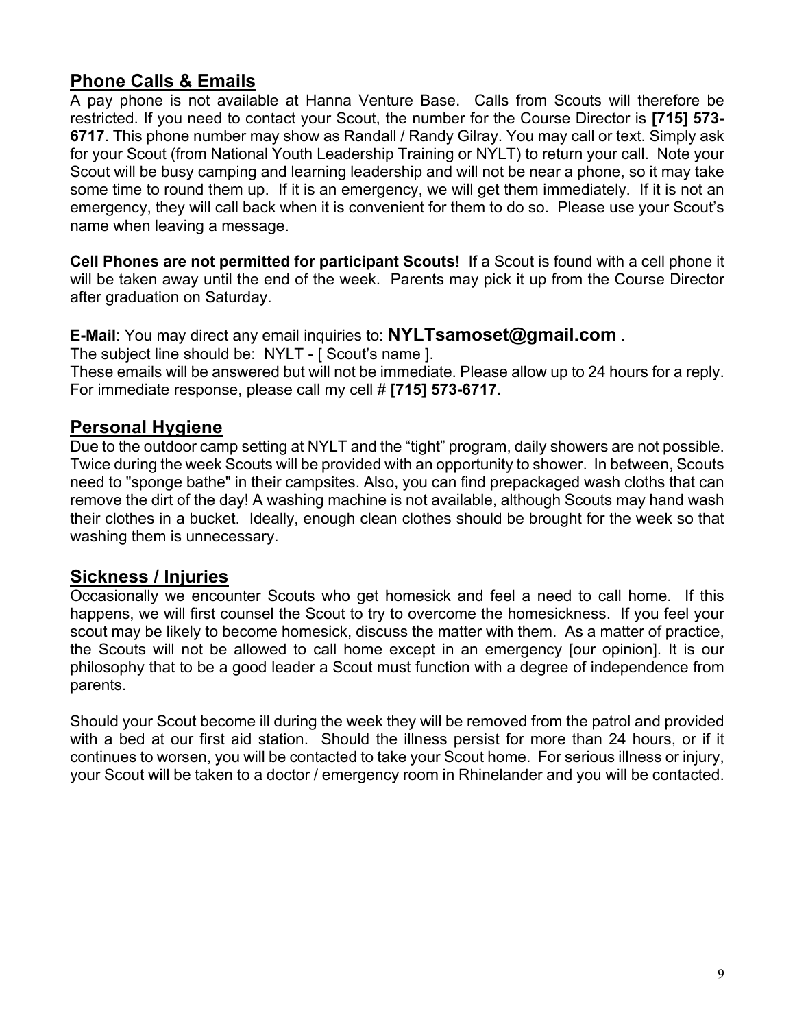## Phone Calls & Emails

A pay phone is not available at Hanna Venture Base. Calls from Scouts will therefore be restricted. If you need to contact your Scout, the number for the Course Director is **[715] 573-6717**. This phone number may show as Randall / Randy Gilray. You may call or text. Simply ask for your Scout (from National Youth Leadership Training or NYLT) to return your call. Note your Scout will be busy camping and learning leadership and will not be near a phone, so it may take some time to round them up. If it is an emergency, we will get them immediately. If it is not an emergency, they will call back when it is convenient for them to do so. Please use your Scout's name when leaving a message.

**Cell Phones are not permitted for participant Scouts!** If a Scout is found with a cell phone it will be taken away until the end of the week. Parents may pick it up from the Course Director after graduation on Saturday.

**E-Mail**: You may direct any email inquiries to: **NYLTsamoset@gmail.com** .
The subject line should be: NYLT - [ Scout's name ].
These emails will be answered but will not be immediate. Please allow up to 24 hours for a reply. For immediate response, please call my cell # **[715] 573-6717.**

## Personal Hygiene

Due to the outdoor camp setting at NYLT and the "tight" program, daily showers are not possible. Twice during the week Scouts will be provided with an opportunity to shower. In between, Scouts need to "sponge bathe" in their campsites. Also, you can find prepackaged wash cloths that can remove the dirt of the day! A washing machine is not available, although Scouts may hand wash their clothes in a bucket. Ideally, enough clean clothes should be brought for the week so that washing them is unnecessary.

## Sickness / Injuries

Occasionally we encounter Scouts who get homesick and feel a need to call home. If this happens, we will first counsel the Scout to try to overcome the homesickness. If you feel your scout may be likely to become homesick, discuss the matter with them. As a matter of practice, the Scouts will not be allowed to call home except in an emergency [our opinion]. It is our philosophy that to be a good leader a Scout must function with a degree of independence from parents.

Should your Scout become ill during the week they will be removed from the patrol and provided with a bed at our first aid station. Should the illness persist for more than 24 hours, or if it continues to worsen, you will be contacted to take your Scout home. For serious illness or injury, your Scout will be taken to a doctor / emergency room in Rhinelander and you will be contacted.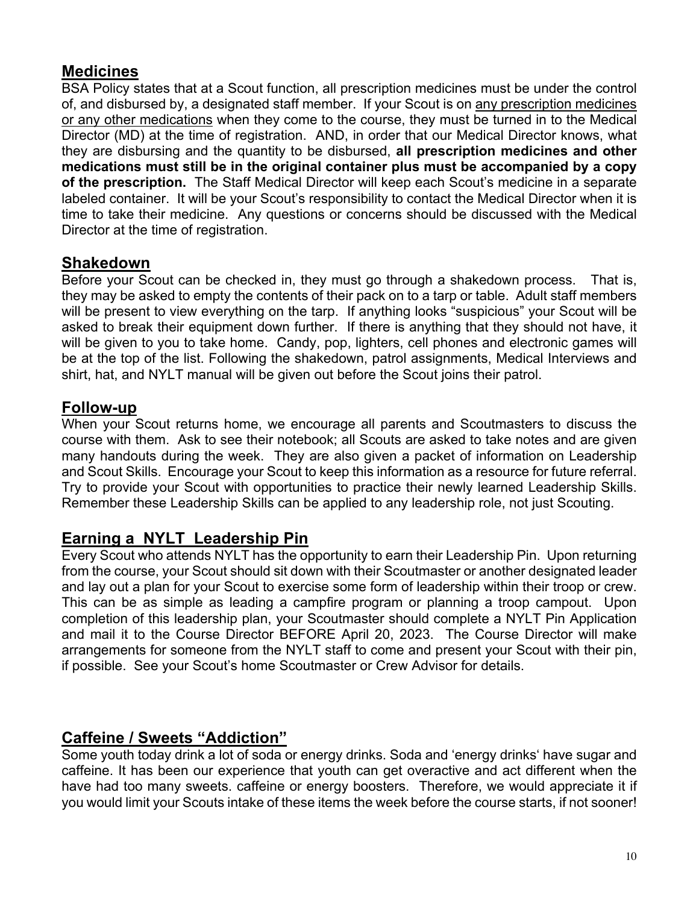## Medicines

BSA Policy states that at a Scout function, all prescription medicines must be under the control of, and disbursed by, a designated staff member. If your Scout is on <u>any prescription medicines or any other medications</u> when they come to the course, they must be turned in to the Medical Director (MD) at the time of registration. AND, in order that our Medical Director knows, what they are disbursing and the quantity to be disbursed, **all prescription medicines and other medications must still be in the original container plus must be accompanied by a copy of the prescription.** The Staff Medical Director will keep each Scout's medicine in a separate labeled container. It will be your Scout's responsibility to contact the Medical Director when it is time to take their medicine. Any questions or concerns should be discussed with the Medical Director at the time of registration.

## Shakedown

Before your Scout can be checked in, they must go through a shakedown process. That is, they may be asked to empty the contents of their pack on to a tarp or table. Adult staff members will be present to view everything on the tarp. If anything looks "suspicious" your Scout will be asked to break their equipment down further. If there is anything that they should not have, it will be given to you to take home. Candy, pop, lighters, cell phones and electronic games will be at the top of the list. Following the shakedown, patrol assignments, Medical Interviews and shirt, hat, and NYLT manual will be given out before the Scout joins their patrol.

## Follow-up

When your Scout returns home, we encourage all parents and Scoutmasters to discuss the course with them. Ask to see their notebook; all Scouts are asked to take notes and are given many handouts during the week. They are also given a packet of information on Leadership and Scout Skills. Encourage your Scout to keep this information as a resource for future referral. Try to provide your Scout with opportunities to practice their newly learned Leadership Skills. Remember these Leadership Skills can be applied to any leadership role, not just Scouting.

## Earning a NYLT Leadership Pin

Every Scout who attends NYLT has the opportunity to earn their Leadership Pin. Upon returning from the course, your Scout should sit down with their Scoutmaster or another designated leader and lay out a plan for your Scout to exercise some form of leadership within their troop or crew. This can be as simple as leading a campfire program or planning a troop campout. Upon completion of this leadership plan, your Scoutmaster should complete a NYLT Pin Application and mail it to the Course Director BEFORE April 20, 2023. The Course Director will make arrangements for someone from the NYLT staff to come and present your Scout with their pin, if possible. See your Scout's home Scoutmaster or Crew Advisor for details.

## Caffeine / Sweets "Addiction"

Some youth today drink a lot of soda or energy drinks. Soda and 'energy drinks' have sugar and caffeine. It has been our experience that youth can get overactive and act different when the have had too many sweets. caffeine or energy boosters. Therefore, we would appreciate it if you would limit your Scouts intake of these items the week before the course starts, if not sooner!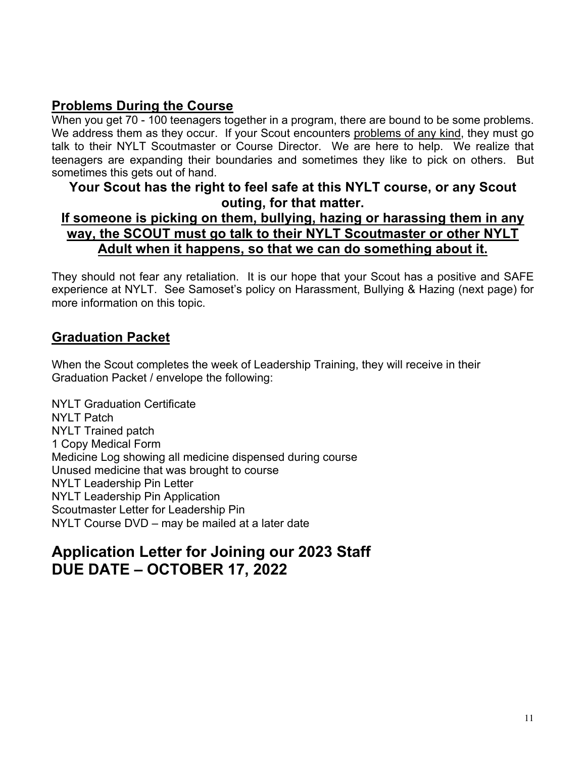## Problems During the Course

When you get 70 - 100 teenagers together in a program, there are bound to be some problems. We address them as they occur. If your Scout encounters problems of any kind, they must go talk to their NYLT Scoutmaster or Course Director. We are here to help. We realize that teenagers are expanding their boundaries and sometimes they like to pick on others. But sometimes this gets out of hand.

**Your Scout has the right to feel safe at this NYLT course, or any Scout outing, for that matter.**

**If someone is picking on them, bullying, hazing or harassing them in any way, the SCOUT must go talk to their NYLT Scoutmaster or other NYLT Adult when it happens, so that we can do something about it.**

They should not fear any retaliation. It is our hope that your Scout has a positive and SAFE experience at NYLT. See Samoset's policy on Harassment, Bullying & Hazing (next page) for more information on this topic.

## Graduation Packet

When the Scout completes the week of Leadership Training, they will receive in their Graduation Packet / envelope the following:

NYLT Graduation Certificate
NYLT Patch
NYLT Trained patch
1 Copy Medical Form
Medicine Log showing all medicine dispensed during course
Unused medicine that was brought to course
NYLT Leadership Pin Letter
NYLT Leadership Pin Application
Scoutmaster Letter for Leadership Pin
NYLT Course DVD – may be mailed at a later date

# Application Letter for Joining our 2023 Staff
# DUE DATE – OCTOBER 17, 2022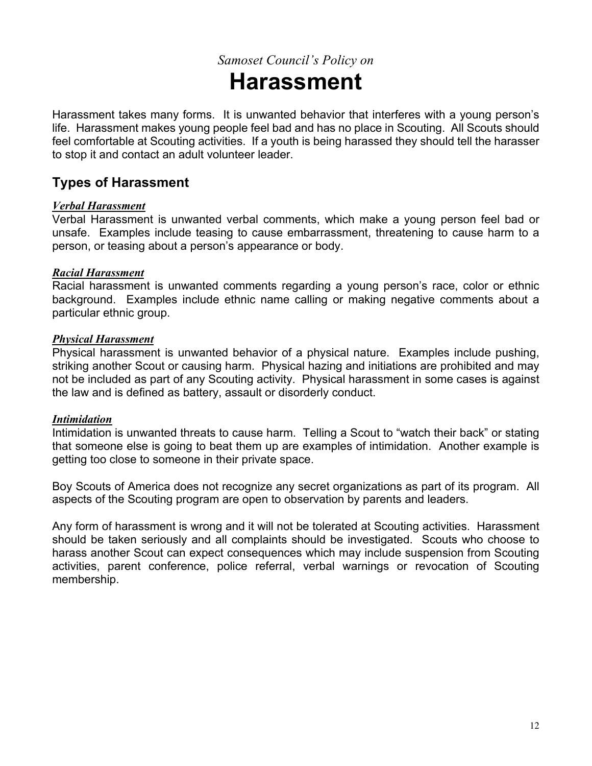*Samoset Council's Policy on*

# Harassment

Harassment takes many forms. It is unwanted behavior that interferes with a young person's life. Harassment makes young people feel bad and has no place in Scouting. All Scouts should feel comfortable at Scouting activities. If a youth is being harassed they should tell the harasser to stop it and contact an adult volunteer leader.

## Types of Harassment

***Verbal Harassment***

Verbal Harassment is unwanted verbal comments, which make a young person feel bad or unsafe. Examples include teasing to cause embarrassment, threatening to cause harm to a person, or teasing about a person's appearance or body.

***Racial Harassment***

Racial harassment is unwanted comments regarding a young person's race, color or ethnic background. Examples include ethnic name calling or making negative comments about a particular ethnic group.

***Physical Harassment***

Physical harassment is unwanted behavior of a physical nature. Examples include pushing, striking another Scout or causing harm. Physical hazing and initiations are prohibited and may not be included as part of any Scouting activity. Physical harassment in some cases is against the law and is defined as battery, assault or disorderly conduct.

***Intimidation***

Intimidation is unwanted threats to cause harm. Telling a Scout to "watch their back" or stating that someone else is going to beat them up are examples of intimidation. Another example is getting too close to someone in their private space.

Boy Scouts of America does not recognize any secret organizations as part of its program. All aspects of the Scouting program are open to observation by parents and leaders.

Any form of harassment is wrong and it will not be tolerated at Scouting activities. Harassment should be taken seriously and all complaints should be investigated. Scouts who choose to harass another Scout can expect consequences which may include suspension from Scouting activities, parent conference, police referral, verbal warnings or revocation of Scouting membership.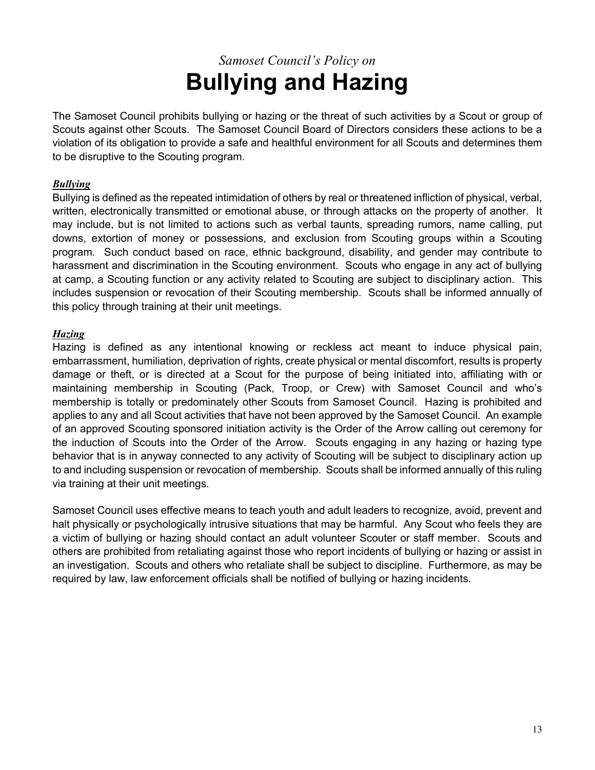*Samoset Council's Policy on*

# Bullying and Hazing

The Samoset Council prohibits bullying or hazing or the threat of such activities by a Scout or group of Scouts against other Scouts. The Samoset Council Board of Directors considers these actions to be a violation of its obligation to provide a safe and healthful environment for all Scouts and determines them to be disruptive to the Scouting program.

***Bullying***

Bullying is defined as the repeated intimidation of others by real or threatened infliction of physical, verbal, written, electronically transmitted or emotional abuse, or through attacks on the property of another. It may include, but is not limited to actions such as verbal taunts, spreading rumors, name calling, put downs, extortion of money or possessions, and exclusion from Scouting groups within a Scouting program. Such conduct based on race, ethnic background, disability, and gender may contribute to harassment and discrimination in the Scouting environment. Scouts who engage in any act of bullying at camp, a Scouting function or any activity related to Scouting are subject to disciplinary action. This includes suspension or revocation of their Scouting membership. Scouts shall be informed annually of this policy through training at their unit meetings.

***Hazing***

Hazing is defined as any intentional knowing or reckless act meant to induce physical pain, embarrassment, humiliation, deprivation of rights, create physical or mental discomfort, results is property damage or theft, or is directed at a Scout for the purpose of being initiated into, affiliating with or maintaining membership in Scouting (Pack, Troop, or Crew) with Samoset Council and who's membership is totally or predominately other Scouts from Samoset Council. Hazing is prohibited and applies to any and all Scout activities that have not been approved by the Samoset Council. An example of an approved Scouting sponsored initiation activity is the Order of the Arrow calling out ceremony for the induction of Scouts into the Order of the Arrow. Scouts engaging in any hazing or hazing type behavior that is in anyway connected to any activity of Scouting will be subject to disciplinary action up to and including suspension or revocation of membership. Scouts shall be informed annually of this ruling via training at their unit meetings.

Samoset Council uses effective means to teach youth and adult leaders to recognize, avoid, prevent and halt physically or psychologically intrusive situations that may be harmful. Any Scout who feels they are a victim of bullying or hazing should contact an adult volunteer Scouter or staff member. Scouts and others are prohibited from retaliating against those who report incidents of bullying or hazing or assist in an investigation. Scouts and others who retaliate shall be subject to discipline. Furthermore, as may be required by law, law enforcement officials shall be notified of bullying or hazing incidents.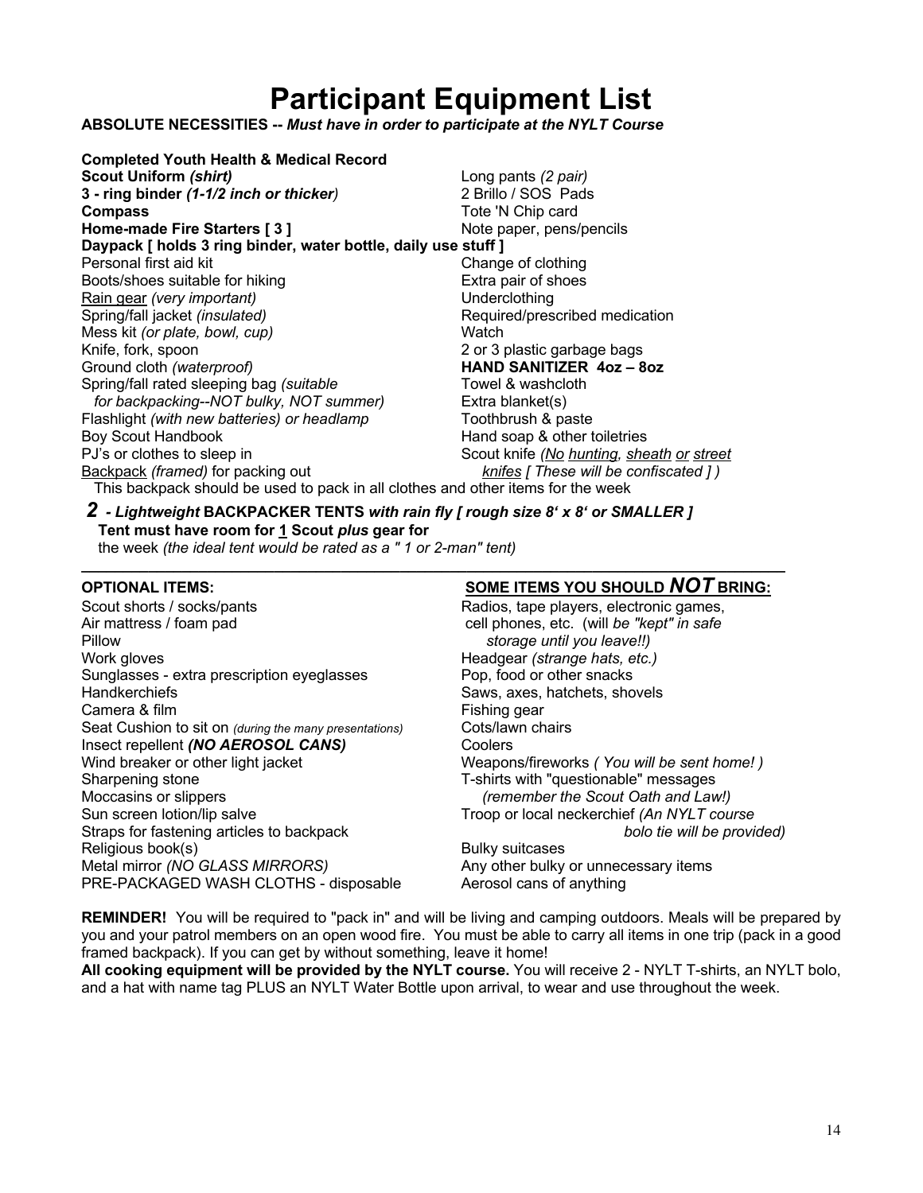# Participant Equipment List

**ABSOLUTE NECESSITIES --** ***Must have in order to participate at the NYLT Course***

- **Completed Youth Health & Medical Record**
- **Scout Uniform** ***(shirt)***
- **3 - ring binder** ***(1-1/2 inch or thicker)***
- **Compass**
- **Home-made Fire Starters [ 3 ]**
- **Daypack [ holds 3 ring binder, water bottle, daily use stuff ]**
- Personal first aid kit
- Boots/shoes suitable for hiking
- Rain gear *(very important)*
- Spring/fall jacket *(insulated)*
- Mess kit *(or plate, bowl, cup)*
- Knife, fork, spoon
- Ground cloth *(waterproof)*
- Spring/fall rated sleeping bag *(suitable for backpacking--NOT bulky, NOT summer)*
- Flashlight *(with new batteries) or headlamp*
- Boy Scout Handbook
- PJ's or clothes to sleep in
- Backpack *(framed)* for packing out
  This backpack should be used to pack in all clothes and other items for the week
- Long pants *(2 pair)*
- 2 Brillo / SOS Pads
- Tote 'N Chip card
- Note paper, pens/pencils
- Change of clothing
- Extra pair of shoes
- Underclothing
- Required/prescribed medication
- Watch
- 2 or 3 plastic garbage bags
- **HAND SANITIZER 4oz – 8oz**
- Towel & washcloth
- Extra blanket(s)
- Toothbrush & paste
- Hand soap & other toiletries
- Scout knife *(No hunting, sheath or street knifes [ These will be confiscated ] )*

***2*** ***- Lightweight*** **BACKPACKER TENTS** ***with rain fly [ rough size 8' x 8' or SMALLER ]***
**Tent must have room for 1 Scout** ***plus*** **gear for** the week *(the ideal tent would be rated as a " 1 or 2-man" tent)*

---

**OPTIONAL ITEMS:**

- Scout shorts / socks/pants
- Air mattress / foam pad
- Pillow
- Work gloves
- Sunglasses - extra prescription eyeglasses
- Handkerchiefs
- Camera & film
- Seat Cushion to sit on *(during the many presentations)*
- Insect repellent ***(NO AEROSOL CANS)***
- Wind breaker or other light jacket
- Sharpening stone
- Moccasins or slippers
- Sun screen lotion/lip salve
- Straps for fastening articles to backpack
- Religious book(s)
- Metal mirror *(NO GLASS MIRRORS)*
- PRE-PACKAGED WASH CLOTHS - disposable

**SOME ITEMS YOU SHOULD** ***NOT*** **BRING:**

- Radios, tape players, electronic games, cell phones, etc. (will *be "kept" in safe storage until you leave!!)*
- Headgear *(strange hats, etc.)*
- Pop, food or other snacks
- Saws, axes, hatchets, shovels
- Fishing gear
- Cots/lawn chairs
- Coolers
- Weapons/fireworks *( You will be sent home! )*
- T-shirts with "questionable" messages *(remember the Scout Oath and Law!)*
- Troop or local neckerchief *(An NYLT course bolo tie will be provided)*
- Bulky suitcases
- Any other bulky or unnecessary items
- Aerosol cans of anything

**REMINDER!** You will be required to "pack in" and will be living and camping outdoors. Meals will be prepared by you and your patrol members on an open wood fire. You must be able to carry all items in one trip (pack in a good framed backpack). If you can get by without something, leave it home!

**All cooking equipment will be provided by the NYLT course.** You will receive 2 - NYLT T-shirts, an NYLT bolo, and a hat with name tag PLUS an NYLT Water Bottle upon arrival, to wear and use throughout the week.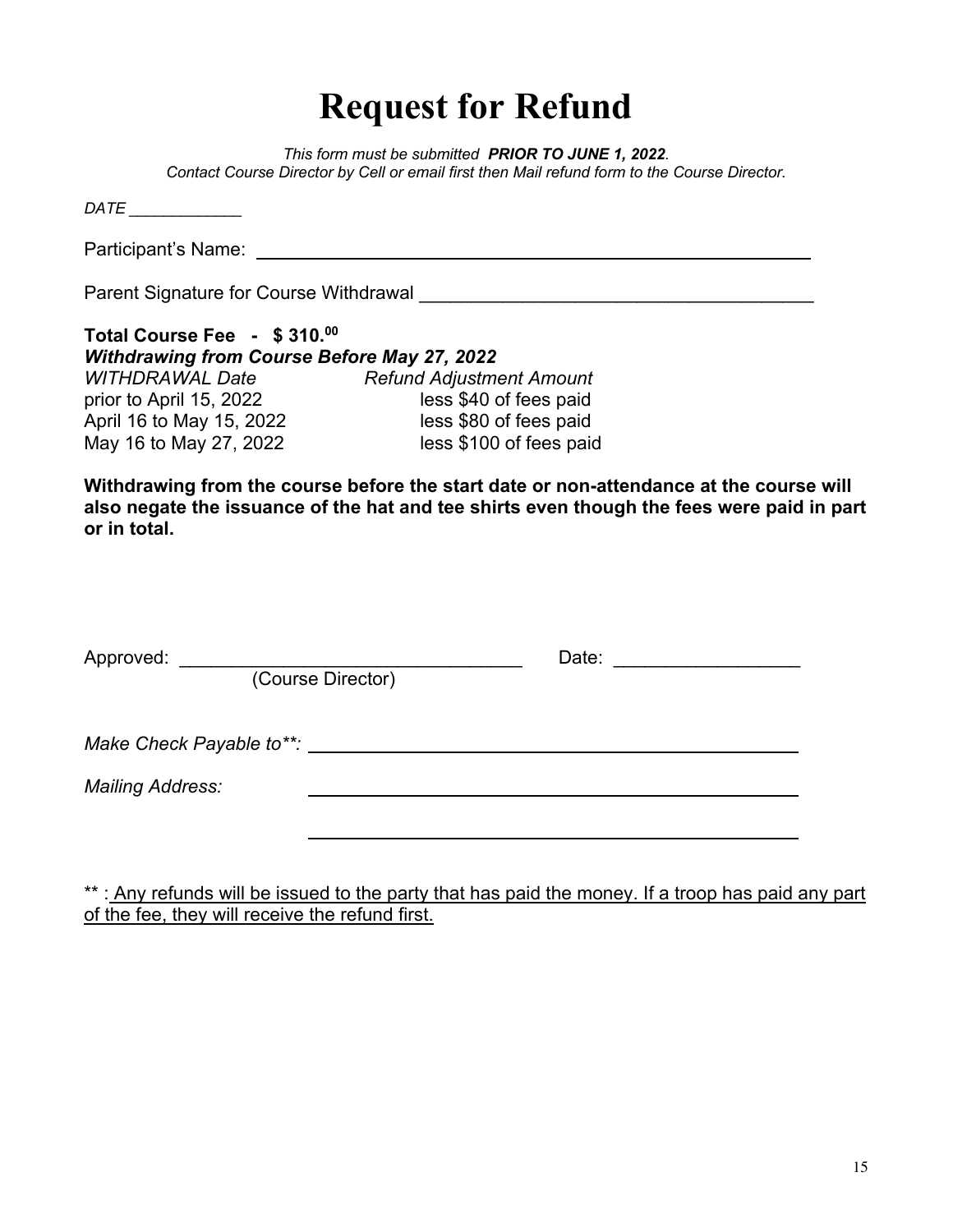# Request for Refund

*This form must be submitted* ***PRIOR TO JUNE 1, 2022****.*
*Contact Course Director by Cell or email first then Mail refund form to the Course Director.*

*DATE* ____________

Participant's Name: ______________________________________________

Parent Signature for Course Withdrawal ______________________________________

**Total Course Fee - $ 310.00**
***Withdrawing from Course Before May 27, 2022***

| *WITHDRAWAL Date* | *Refund Adjustment Amount* |
|---|---|
| prior to April 15, 2022 | less $40 of fees paid |
| April 16 to May 15, 2022 | less $80 of fees paid |
| May 16 to May 27, 2022 | less $100 of fees paid |

**Withdrawing from the course before the start date or non-attendance at the course will also negate the issuance of the hat and tee shirts even though the fees were paid in part or in total.**

Approved: _________________________________ Date: __________________
(Course Director)

*Make Check Payable to\*\*:* ______________________________________________

*Mailing Address:* ______________________________________________

______________________________________________

\*\* : Any refunds will be issued to the party that has paid the money. If a troop has paid any part of the fee, they will receive the refund first.